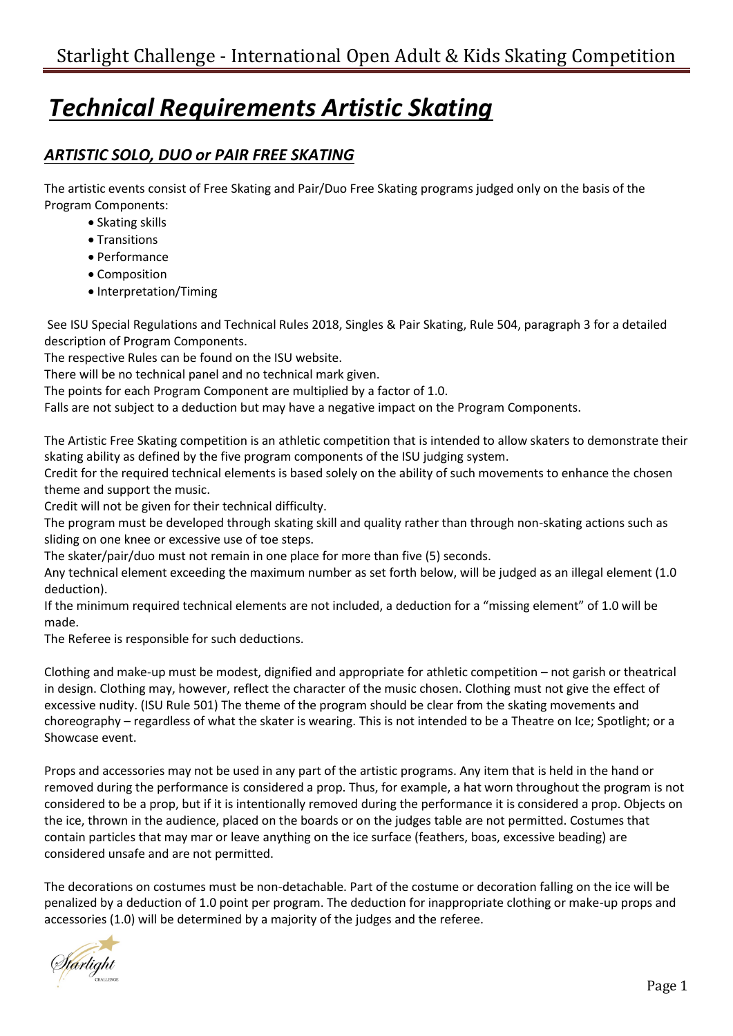# Technical Requirements Artistic Skating

## ARTISTIC SOLO, DUO or PAIR FREE SKATING

The artistic events consist of Free Skating and Pair/Duo Free Skating programs judged only on the basis of the Program Components:

- Skating skills
- Transitions
- Performance
- Composition
- Interpretation/Timing

See ISU Special Regulations and Technical Rules 2018, Singles & Pair Skating, Rule 504, paragraph 3 for a detailed description of Program Components.
The respective Rules can be found on the ISU website.
There will be no technical panel and no technical mark given.
The points for each Program Component are multiplied by a factor of 1.0.
Falls are not subject to a deduction but may have a negative impact on the Program Components.

The Artistic Free Skating competition is an athletic competition that is intended to allow skaters to demonstrate their skating ability as defined by the five program components of the ISU judging system.
Credit for the required technical elements is based solely on the ability of such movements to enhance the chosen theme and support the music.
Credit will not be given for their technical difficulty.
The program must be developed through skating skill and quality rather than through non-skating actions such as sliding on one knee or excessive use of toe steps.
The skater/pair/duo must not remain in one place for more than five (5) seconds.
Any technical element exceeding the maximum number as set forth below, will be judged as an illegal element (1.0 deduction).
If the minimum required technical elements are not included, a deduction for a "missing element" of 1.0 will be made.
The Referee is responsible for such deductions.

Clothing and make-up must be modest, dignified and appropriate for athletic competition – not garish or theatrical in design. Clothing may, however, reflect the character of the music chosen. Clothing must not give the effect of excessive nudity. (ISU Rule 501) The theme of the program should be clear from the skating movements and choreography – regardless of what the skater is wearing. This is not intended to be a Theatre on Ice; Spotlight; or a Showcase event.

Props and accessories may not be used in any part of the artistic programs. Any item that is held in the hand or removed during the performance is considered a prop. Thus, for example, a hat worn throughout the program is not considered to be a prop, but if it is intentionally removed during the performance it is considered a prop. Objects on the ice, thrown in the audience, placed on the boards or on the judges table are not permitted. Costumes that contain particles that may mar or leave anything on the ice surface (feathers, boas, excessive beading) are considered unsafe and are not permitted.

The decorations on costumes must be non-detachable. Part of the costume or decoration falling on the ice will be penalized by a deduction of 1.0 point per program. The deduction for inappropriate clothing or make-up props and accessories (1.0) will be determined by a majority of the judges and the referee.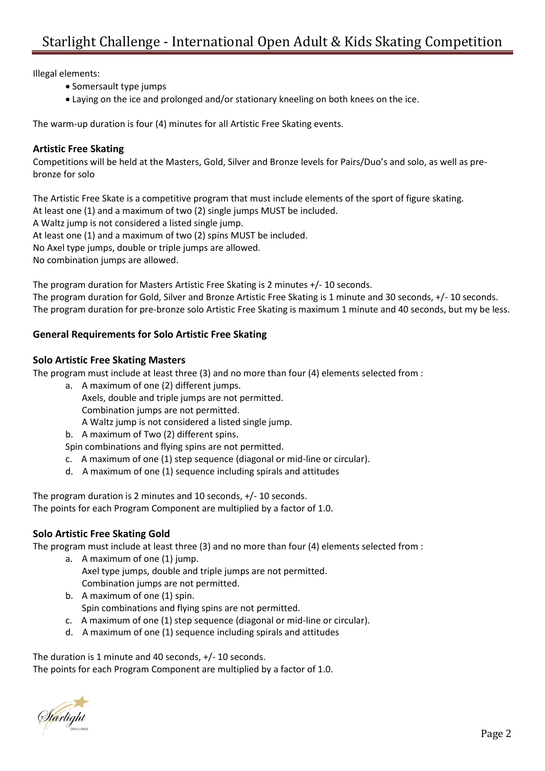Illegal elements:

- Somersault type jumps
- Laying on the ice and prolonged and/or stationary kneeling on both knees on the ice.

The warm-up duration is four (4) minutes for all Artistic Free Skating events.

### Artistic Free Skating

Competitions will be held at the Masters, Gold, Silver and Bronze levels for Pairs/Duo's and solo, as well as pre-bronze for solo

The Artistic Free Skate is a competitive program that must include elements of the sport of figure skating.
At least one (1) and a maximum of two (2) single jumps MUST be included.
A Waltz jump is not considered a listed single jump.
At least one (1) and a maximum of two (2) spins MUST be included.
No Axel type jumps, double or triple jumps are allowed.
No combination jumps are allowed.

The program duration for Masters Artistic Free Skating is 2 minutes +/- 10 seconds.
The program duration for Gold, Silver and Bronze Artistic Free Skating is 1 minute and 30 seconds, +/- 10 seconds.
The program duration for pre-bronze solo Artistic Free Skating is maximum 1 minute and 40 seconds, but my be less.

### General Requirements for Solo Artistic Free Skating

### Solo Artistic Free Skating Masters

The program must include at least three (3) and no more than four (4) elements selected from :

a. A maximum of one (2) different jumps.
   Axels, double and triple jumps are not permitted.
   Combination jumps are not permitted.
   A Waltz jump is not considered a listed single jump.
b. A maximum of Two (2) different spins.
   Spin combinations and flying spins are not permitted.
c. A maximum of one (1) step sequence (diagonal or mid-line or circular).
d. A maximum of one (1) sequence including spirals and attitudes

The program duration is 2 minutes and 10 seconds, +/- 10 seconds.
The points for each Program Component are multiplied by a factor of 1.0.

### Solo Artistic Free Skating Gold

The program must include at least three (3) and no more than four (4) elements selected from :

a. A maximum of one (1) jump.
   Axel type jumps, double and triple jumps are not permitted.
   Combination jumps are not permitted.
b. A maximum of one (1) spin.
   Spin combinations and flying spins are not permitted.
c. A maximum of one (1) step sequence (diagonal or mid-line or circular).
d. A maximum of one (1) sequence including spirals and attitudes

The duration is 1 minute and 40 seconds, +/- 10 seconds.
The points for each Program Component are multiplied by a factor of 1.0.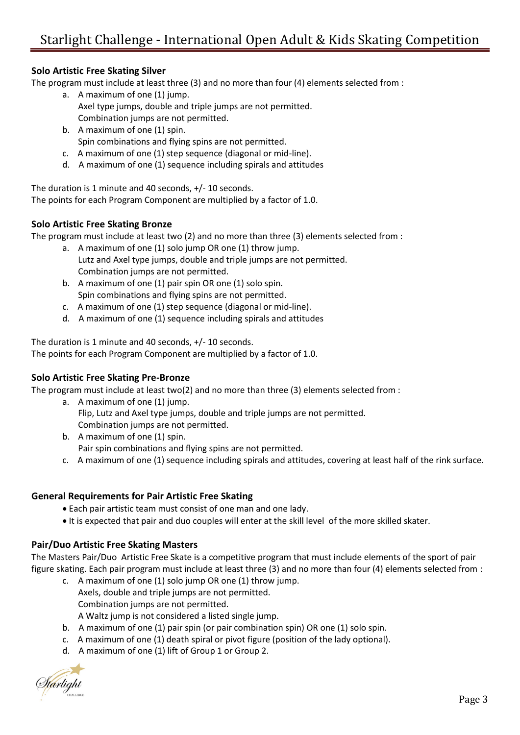### Solo Artistic Free Skating Silver

The program must include at least three (3) and no more than four (4) elements selected from :

a. A maximum of one (1) jump.
   Axel type jumps, double and triple jumps are not permitted.
   Combination jumps are not permitted.
b. A maximum of one (1) spin.
   Spin combinations and flying spins are not permitted.
c. A maximum of one (1) step sequence (diagonal or mid-line).
d. A maximum of one (1) sequence including spirals and attitudes

The duration is 1 minute and 40 seconds, +/- 10 seconds.
The points for each Program Component are multiplied by a factor of 1.0.

### Solo Artistic Free Skating Bronze

The program must include at least two (2) and no more than three (3) elements selected from :

a. A maximum of one (1) solo jump OR one (1) throw jump.
   Lutz and Axel type jumps, double and triple jumps are not permitted.
   Combination jumps are not permitted.
b. A maximum of one (1) pair spin OR one (1) solo spin.
   Spin combinations and flying spins are not permitted.
c. A maximum of one (1) step sequence (diagonal or mid-line).
d. A maximum of one (1) sequence including spirals and attitudes

The duration is 1 minute and 40 seconds, +/- 10 seconds.
The points for each Program Component are multiplied by a factor of 1.0.

### Solo Artistic Free Skating Pre-Bronze

The program must include at least two(2) and no more than three (3) elements selected from :

a. A maximum of one (1) jump.
   Flip, Lutz and Axel type jumps, double and triple jumps are not permitted.
   Combination jumps are not permitted.
b. A maximum of one (1) spin.
   Pair spin combinations and flying spins are not permitted.
c. A maximum of one (1) sequence including spirals and attitudes, covering at least half of the rink surface.

### General Requirements for Pair Artistic Free Skating

- Each pair artistic team must consist of one man and one lady.
- It is expected that pair and duo couples will enter at the skill level of the more skilled skater.

### Pair/Duo Artistic Free Skating Masters

The Masters Pair/Duo Artistic Free Skate is a competitive program that must include elements of the sport of pair figure skating. Each pair program must include at least three (3) and no more than four (4) elements selected from :

c. A maximum of one (1) solo jump OR one (1) throw jump.
   Axels, double and triple jumps are not permitted.
   Combination jumps are not permitted.
   A Waltz jump is not considered a listed single jump.
b. A maximum of one (1) pair spin (or pair combination spin) OR one (1) solo spin.
c. A maximum of one (1) death spiral or pivot figure (position of the lady optional).
d. A maximum of one (1) lift of Group 1 or Group 2.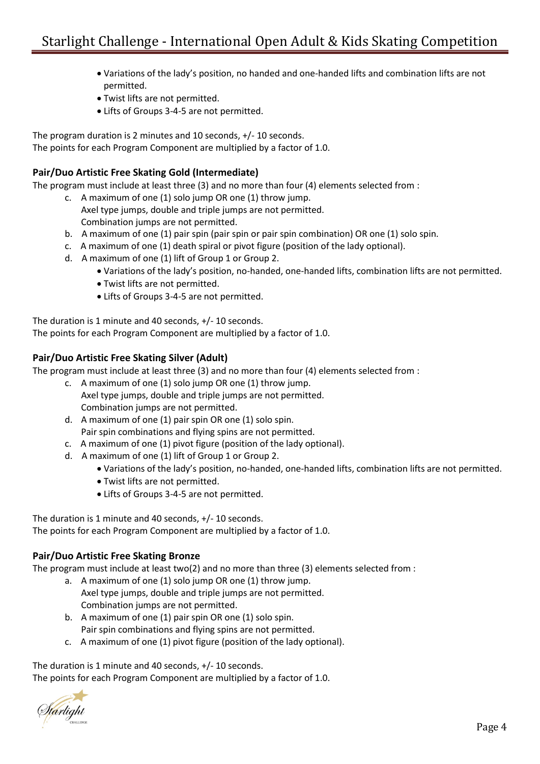- Variations of the lady's position, no handed and one-handed lifts and combination lifts are not permitted.
- Twist lifts are not permitted.
- Lifts of Groups 3-4-5 are not permitted.

The program duration is 2 minutes and 10 seconds, +/- 10 seconds.
The points for each Program Component are multiplied by a factor of 1.0.

### Pair/Duo Artistic Free Skating Gold (Intermediate)

The program must include at least three (3) and no more than four (4) elements selected from :

c. A maximum of one (1) solo jump OR one (1) throw jump.
   Axel type jumps, double and triple jumps are not permitted.
   Combination jumps are not permitted.
b. A maximum of one (1) pair spin (pair spin or pair spin combination) OR one (1) solo spin.
c. A maximum of one (1) death spiral or pivot figure (position of the lady optional).
d. A maximum of one (1) lift of Group 1 or Group 2.
   - Variations of the lady's position, no-handed, one-handed lifts, combination lifts are not permitted.
   - Twist lifts are not permitted.
   - Lifts of Groups 3-4-5 are not permitted.

The duration is 1 minute and 40 seconds, +/- 10 seconds.
The points for each Program Component are multiplied by a factor of 1.0.

### Pair/Duo Artistic Free Skating Silver (Adult)

The program must include at least three (3) and no more than four (4) elements selected from :

c. A maximum of one (1) solo jump OR one (1) throw jump.
   Axel type jumps, double and triple jumps are not permitted.
   Combination jumps are not permitted.
d. A maximum of one (1) pair spin OR one (1) solo spin.
   Pair spin combinations and flying spins are not permitted.
c. A maximum of one (1) pivot figure (position of the lady optional).
d. A maximum of one (1) lift of Group 1 or Group 2.
   - Variations of the lady's position, no-handed, one-handed lifts, combination lifts are not permitted.
   - Twist lifts are not permitted.
   - Lifts of Groups 3-4-5 are not permitted.

The duration is 1 minute and 40 seconds, +/- 10 seconds.
The points for each Program Component are multiplied by a factor of 1.0.

### Pair/Duo Artistic Free Skating Bronze

The program must include at least two(2) and no more than three (3) elements selected from :

a. A maximum of one (1) solo jump OR one (1) throw jump.
   Axel type jumps, double and triple jumps are not permitted.
   Combination jumps are not permitted.
b. A maximum of one (1) pair spin OR one (1) solo spin.
   Pair spin combinations and flying spins are not permitted.
c. A maximum of one (1) pivot figure (position of the lady optional).

The duration is 1 minute and 40 seconds, +/- 10 seconds.
The points for each Program Component are multiplied by a factor of 1.0.